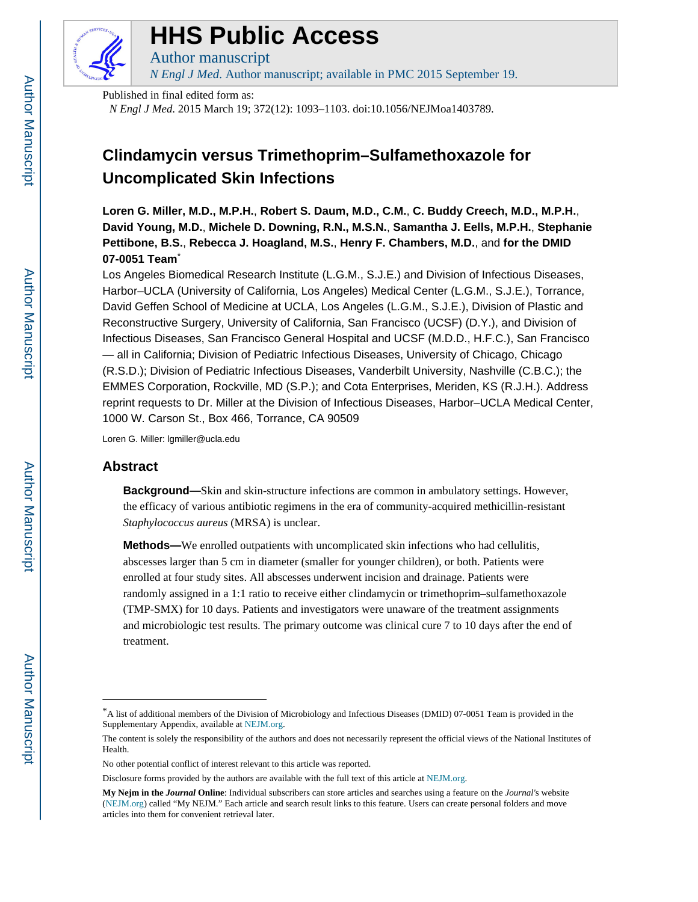# HHS Public Access

Author manuscript

*N Engl J Med*. Author manuscript; available in PMC 2015 September 19.

Published in final edited form as:

*N Engl J Med*. 2015 March 19; 372(12): 1093–1103. doi:10.1056/NEJMoa1403789.

# Clindamycin versus Trimethoprim–Sulfamethoxazole for Uncomplicated Skin Infections

**Loren G. Miller, M.D., M.P.H.**, **Robert S. Daum, M.D., C.M.**, **C. Buddy Creech, M.D., M.P.H.**, **David Young, M.D.**, **Michele D. Downing, R.N., M.S.N.**, **Samantha J. Eells, M.P.H.**, **Stephanie Pettibone, B.S.**, **Rebecca J. Hoagland, M.S.**, **Henry F. Chambers, M.D.**, and **for the DMID 07-0051 Team**[*]

Los Angeles Biomedical Research Institute (L.G.M., S.J.E.) and Division of Infectious Diseases, Harbor–UCLA (University of California, Los Angeles) Medical Center (L.G.M., S.J.E.), Torrance, David Geffen School of Medicine at UCLA, Los Angeles (L.G.M., S.J.E.), Division of Plastic and Reconstructive Surgery, University of California, San Francisco (UCSF) (D.Y.), and Division of Infectious Diseases, San Francisco General Hospital and UCSF (M.D.D., H.F.C.), San Francisco — all in California; Division of Pediatric Infectious Diseases, University of Chicago, Chicago (R.S.D.); Division of Pediatric Infectious Diseases, Vanderbilt University, Nashville (C.B.C.); the EMMES Corporation, Rockville, MD (S.P.); and Cota Enterprises, Meriden, KS (R.J.H.). Address reprint requests to Dr. Miller at the Division of Infectious Diseases, Harbor–UCLA Medical Center, 1000 W. Carson St., Box 466, Torrance, CA 90509

Loren G. Miller: lgmiller@ucla.edu

## Abstract

**Background—**Skin and skin-structure infections are common in ambulatory settings. However, the efficacy of various antibiotic regimens in the era of community-acquired methicillin-resistant *Staphylococcus aureus* (MRSA) is unclear.

**Methods—**We enrolled outpatients with uncomplicated skin infections who had cellulitis, abscesses larger than 5 cm in diameter (smaller for younger children), or both. Patients were enrolled at four study sites. All abscesses underwent incision and drainage. Patients were randomly assigned in a 1:1 ratio to receive either clindamycin or trimethoprim–sulfamethoxazole (TMP-SMX) for 10 days. Patients and investigators were unaware of the treatment assignments and microbiologic test results. The primary outcome was clinical cure 7 to 10 days after the end of treatment.

---

[*]A list of additional members of the Division of Microbiology and Infectious Diseases (DMID) 07-0051 Team is provided in the Supplementary Appendix, available at NEJM.org.

The content is solely the responsibility of the authors and does not necessarily represent the official views of the National Institutes of Health.

No other potential conflict of interest relevant to this article was reported.

Disclosure forms provided by the authors are available with the full text of this article at NEJM.org.

**My Nejm in the *Journal* Online**: Individual subscribers can store articles and searches using a feature on the *Journal*'s website (NEJM.org) called "My NEJM." Each article and search result links to this feature. Users can create personal folders and move articles into them for convenient retrieval later.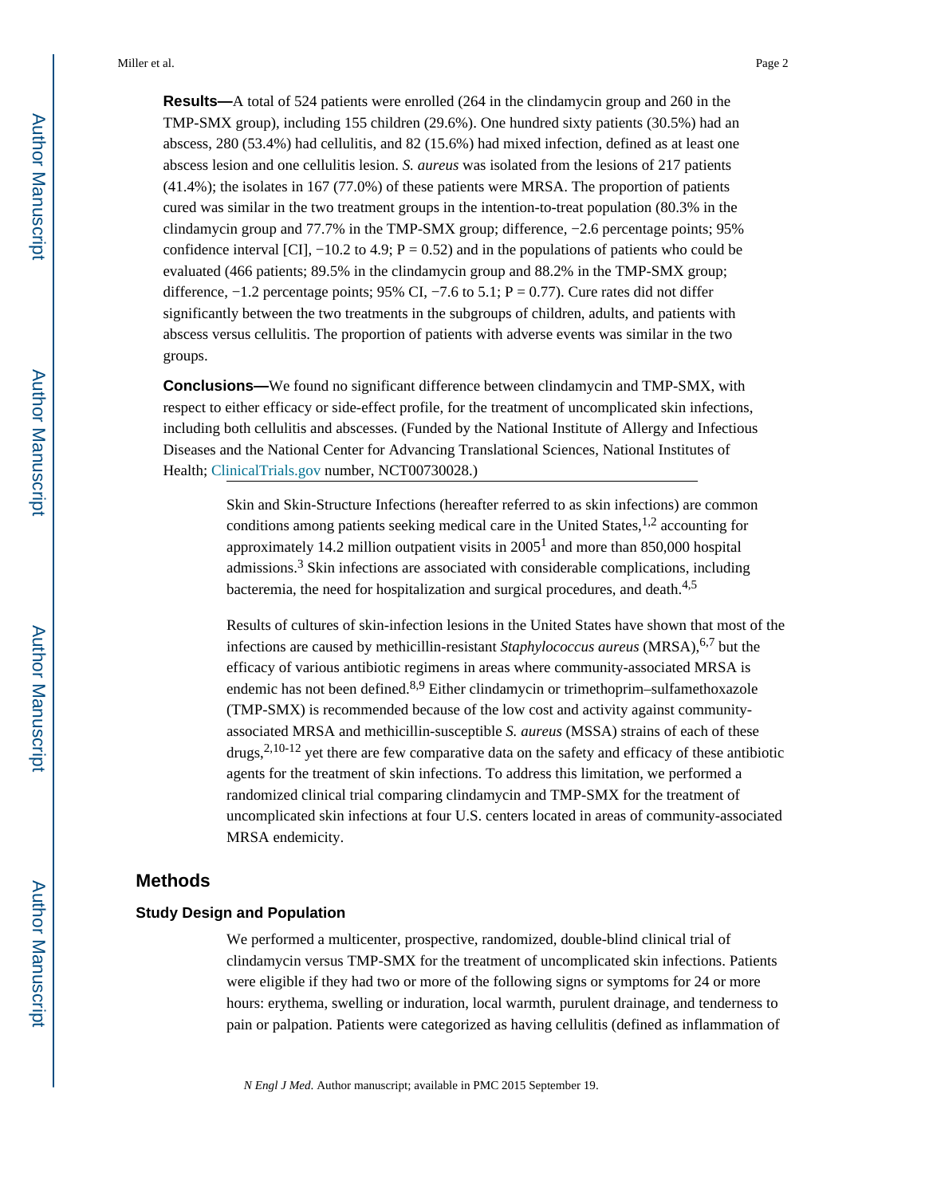**Results—**A total of 524 patients were enrolled (264 in the clindamycin group and 260 in the TMP-SMX group), including 155 children (29.6%). One hundred sixty patients (30.5%) had an abscess, 280 (53.4%) had cellulitis, and 82 (15.6%) had mixed infection, defined as at least one abscess lesion and one cellulitis lesion. *S. aureus* was isolated from the lesions of 217 patients (41.4%); the isolates in 167 (77.0%) of these patients were MRSA. The proportion of patients cured was similar in the two treatment groups in the intention-to-treat population (80.3% in the clindamycin group and 77.7% in the TMP-SMX group; difference, −2.6 percentage points; 95% confidence interval [CI], −10.2 to 4.9; P = 0.52) and in the populations of patients who could be evaluated (466 patients; 89.5% in the clindamycin group and 88.2% in the TMP-SMX group; difference, −1.2 percentage points; 95% CI, −7.6 to 5.1; P = 0.77). Cure rates did not differ significantly between the two treatments in the subgroups of children, adults, and patients with abscess versus cellulitis. The proportion of patients with adverse events was similar in the two groups.

**Conclusions—**We found no significant difference between clindamycin and TMP-SMX, with respect to either efficacy or side-effect profile, for the treatment of uncomplicated skin infections, including both cellulitis and abscesses. (Funded by the National Institute of Allergy and Infectious Diseases and the National Center for Advancing Translational Sciences, National Institutes of Health; ClinicalTrials.gov number, NCT00730028.)

Skin and Skin-Structure Infections (hereafter referred to as skin infections) are common conditions among patients seeking medical care in the United States,[1,2] accounting for approximately 14.2 million outpatient visits in 2005[1] and more than 850,000 hospital admissions.[3] Skin infections are associated with considerable complications, including bacteremia, the need for hospitalization and surgical procedures, and death.[4,5]

Results of cultures of skin-infection lesions in the United States have shown that most of the infections are caused by methicillin-resistant *Staphylococcus aureus* (MRSA),[6,7] but the efficacy of various antibiotic regimens in areas where community-associated MRSA is endemic has not been defined.[8,9] Either clindamycin or trimethoprim–sulfamethoxazole (TMP-SMX) is recommended because of the low cost and activity against community-associated MRSA and methicillin-susceptible *S. aureus* (MSSA) strains of each of these drugs,[2,10-12] yet there are few comparative data on the safety and efficacy of these antibiotic agents for the treatment of skin infections. To address this limitation, we performed a randomized clinical trial comparing clindamycin and TMP-SMX for the treatment of uncomplicated skin infections at four U.S. centers located in areas of community-associated MRSA endemicity.

## Methods

### Study Design and Population

We performed a multicenter, prospective, randomized, double-blind clinical trial of clindamycin versus TMP-SMX for the treatment of uncomplicated skin infections. Patients were eligible if they had two or more of the following signs or symptoms for 24 or more hours: erythema, swelling or induration, local warmth, purulent drainage, and tenderness to pain or palpation. Patients were categorized as having cellulitis (defined as inflammation of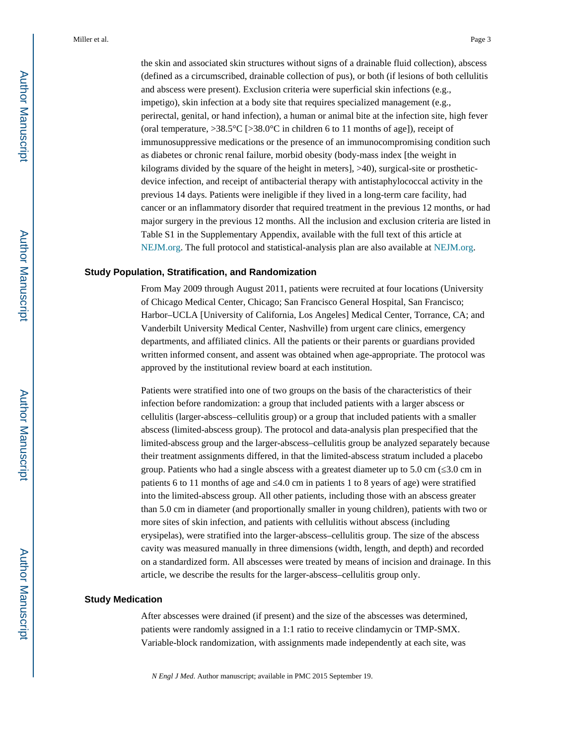the skin and associated skin structures without signs of a drainable fluid collection), abscess (defined as a circumscribed, drainable collection of pus), or both (if lesions of both cellulitis and abscess were present). Exclusion criteria were superficial skin infections (e.g., impetigo), skin infection at a body site that requires specialized management (e.g., perirectal, genital, or hand infection), a human or animal bite at the infection site, high fever (oral temperature, >38.5°C [>38.0°C in children 6 to 11 months of age]), receipt of immunosuppressive medications or the presence of an immunocompromising condition such as diabetes or chronic renal failure, morbid obesity (body-mass index [the weight in kilograms divided by the square of the height in meters], >40), surgical-site or prosthetic-device infection, and receipt of antibacterial therapy with antistaphylococcal activity in the previous 14 days. Patients were ineligible if they lived in a long-term care facility, had cancer or an inflammatory disorder that required treatment in the previous 12 months, or had major surgery in the previous 12 months. All the inclusion and exclusion criteria are listed in Table S1 in the Supplementary Appendix, available with the full text of this article at NEJM.org. The full protocol and statistical-analysis plan are also available at NEJM.org.

## Study Population, Stratification, and Randomization

From May 2009 through August 2011, patients were recruited at four locations (University of Chicago Medical Center, Chicago; San Francisco General Hospital, San Francisco; Harbor–UCLA [University of California, Los Angeles] Medical Center, Torrance, CA; and Vanderbilt University Medical Center, Nashville) from urgent care clinics, emergency departments, and affiliated clinics. All the patients or their parents or guardians provided written informed consent, and assent was obtained when age-appropriate. The protocol was approved by the institutional review board at each institution.

Patients were stratified into one of two groups on the basis of the characteristics of their infection before randomization: a group that included patients with a larger abscess or cellulitis (larger-abscess–cellulitis group) or a group that included patients with a smaller abscess (limited-abscess group). The protocol and data-analysis plan prespecified that the limited-abscess group and the larger-abscess–cellulitis group be analyzed separately because their treatment assignments differed, in that the limited-abscess stratum included a placebo group. Patients who had a single abscess with a greatest diameter up to 5.0 cm (≤3.0 cm in patients 6 to 11 months of age and ≤4.0 cm in patients 1 to 8 years of age) were stratified into the limited-abscess group. All other patients, including those with an abscess greater than 5.0 cm in diameter (and proportionally smaller in young children), patients with two or more sites of skin infection, and patients with cellulitis without abscess (including erysipelas), were stratified into the larger-abscess–cellulitis group. The size of the abscess cavity was measured manually in three dimensions (width, length, and depth) and recorded on a standardized form. All abscesses were treated by means of incision and drainage. In this article, we describe the results for the larger-abscess–cellulitis group only.

## Study Medication

After abscesses were drained (if present) and the size of the abscesses was determined, patients were randomly assigned in a 1:1 ratio to receive clindamycin or TMP-SMX. Variable-block randomization, with assignments made independently at each site, was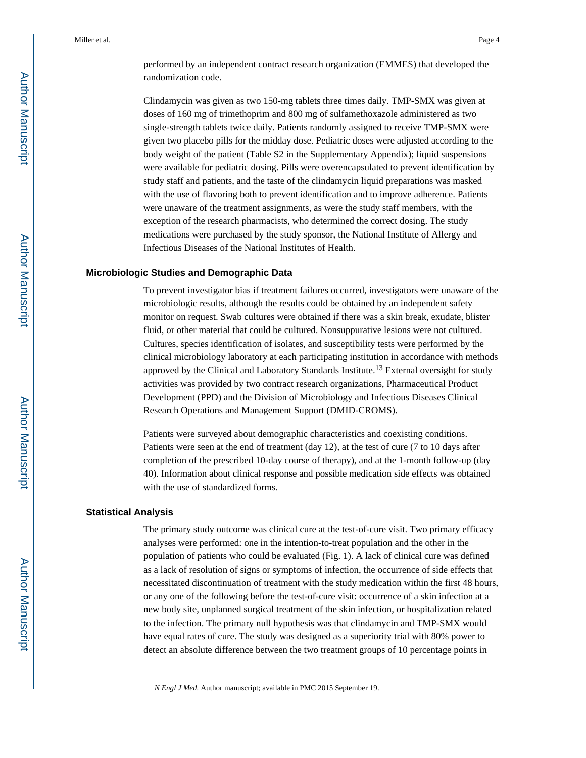performed by an independent contract research organization (EMMES) that developed the randomization code.

Clindamycin was given as two 150-mg tablets three times daily. TMP-SMX was given at doses of 160 mg of trimethoprim and 800 mg of sulfamethoxazole administered as two single-strength tablets twice daily. Patients randomly assigned to receive TMP-SMX were given two placebo pills for the midday dose. Pediatric doses were adjusted according to the body weight of the patient (Table S2 in the Supplementary Appendix); liquid suspensions were available for pediatric dosing. Pills were overencapsulated to prevent identification by study staff and patients, and the taste of the clindamycin liquid preparations was masked with the use of flavoring both to prevent identification and to improve adherence. Patients were unaware of the treatment assignments, as were the study staff members, with the exception of the research pharmacists, who determined the correct dosing. The study medications were purchased by the study sponsor, the National Institute of Allergy and Infectious Diseases of the National Institutes of Health.

### Microbiologic Studies and Demographic Data

To prevent investigator bias if treatment failures occurred, investigators were unaware of the microbiologic results, although the results could be obtained by an independent safety monitor on request. Swab cultures were obtained if there was a skin break, exudate, blister fluid, or other material that could be cultured. Nonsuppurative lesions were not cultured. Cultures, species identification of isolates, and susceptibility tests were performed by the clinical microbiology laboratory at each participating institution in accordance with methods approved by the Clinical and Laboratory Standards Institute.[13] External oversight for study activities was provided by two contract research organizations, Pharmaceutical Product Development (PPD) and the Division of Microbiology and Infectious Diseases Clinical Research Operations and Management Support (DMID-CROMS).

Patients were surveyed about demographic characteristics and coexisting conditions. Patients were seen at the end of treatment (day 12), at the test of cure (7 to 10 days after completion of the prescribed 10-day course of therapy), and at the 1-month follow-up (day 40). Information about clinical response and possible medication side effects was obtained with the use of standardized forms.

### Statistical Analysis

The primary study outcome was clinical cure at the test-of-cure visit. Two primary efficacy analyses were performed: one in the intention-to-treat population and the other in the population of patients who could be evaluated (Fig. 1). A lack of clinical cure was defined as a lack of resolution of signs or symptoms of infection, the occurrence of side effects that necessitated discontinuation of treatment with the study medication within the first 48 hours, or any one of the following before the test-of-cure visit: occurrence of a skin infection at a new body site, unplanned surgical treatment of the skin infection, or hospitalization related to the infection. The primary null hypothesis was that clindamycin and TMP-SMX would have equal rates of cure. The study was designed as a superiority trial with 80% power to detect an absolute difference between the two treatment groups of 10 percentage points in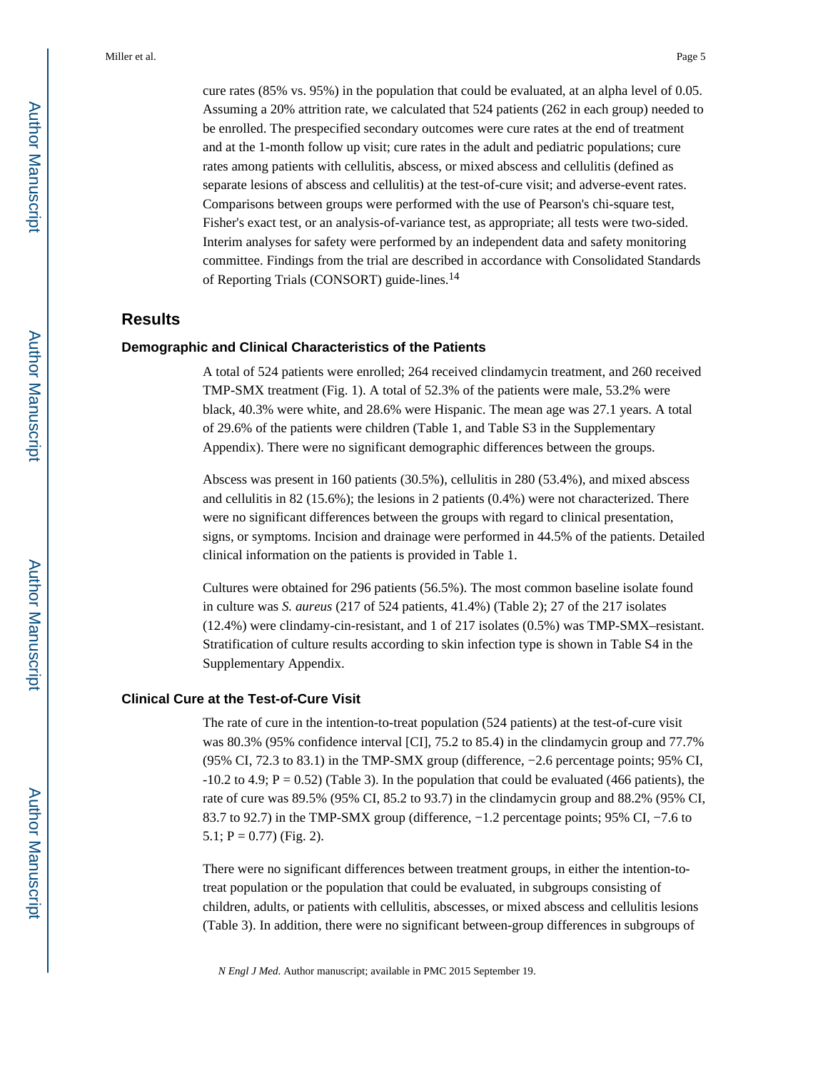cure rates (85% vs. 95%) in the population that could be evaluated, at an alpha level of 0.05. Assuming a 20% attrition rate, we calculated that 524 patients (262 in each group) needed to be enrolled. The prespecified secondary outcomes were cure rates at the end of treatment and at the 1-month follow up visit; cure rates in the adult and pediatric populations; cure rates among patients with cellulitis, abscess, or mixed abscess and cellulitis (defined as separate lesions of abscess and cellulitis) at the test-of-cure visit; and adverse-event rates. Comparisons between groups were performed with the use of Pearson's chi-square test, Fisher's exact test, or an analysis-of-variance test, as appropriate; all tests were two-sided. Interim analyses for safety were performed by an independent data and safety monitoring committee. Findings from the trial are described in accordance with Consolidated Standards of Reporting Trials (CONSORT) guide-lines.[14]

## Results

### Demographic and Clinical Characteristics of the Patients

A total of 524 patients were enrolled; 264 received clindamycin treatment, and 260 received TMP-SMX treatment (Fig. 1). A total of 52.3% of the patients were male, 53.2% were black, 40.3% were white, and 28.6% were Hispanic. The mean age was 27.1 years. A total of 29.6% of the patients were children (Table 1, and Table S3 in the Supplementary Appendix). There were no significant demographic differences between the groups.

Abscess was present in 160 patients (30.5%), cellulitis in 280 (53.4%), and mixed abscess and cellulitis in 82 (15.6%); the lesions in 2 patients (0.4%) were not characterized. There were no significant differences between the groups with regard to clinical presentation, signs, or symptoms. Incision and drainage were performed in 44.5% of the patients. Detailed clinical information on the patients is provided in Table 1.

Cultures were obtained for 296 patients (56.5%). The most common baseline isolate found in culture was *S. aureus* (217 of 524 patients, 41.4%) (Table 2); 27 of the 217 isolates (12.4%) were clindamy-cin-resistant, and 1 of 217 isolates (0.5%) was TMP-SMX–resistant. Stratification of culture results according to skin infection type is shown in Table S4 in the Supplementary Appendix.

### Clinical Cure at the Test-of-Cure Visit

The rate of cure in the intention-to-treat population (524 patients) at the test-of-cure visit was 80.3% (95% confidence interval [CI], 75.2 to 85.4) in the clindamycin group and 77.7% (95% CI, 72.3 to 83.1) in the TMP-SMX group (difference, −2.6 percentage points; 95% CI, -10.2 to 4.9; P = 0.52) (Table 3). In the population that could be evaluated (466 patients), the rate of cure was 89.5% (95% CI, 85.2 to 93.7) in the clindamycin group and 88.2% (95% CI, 83.7 to 92.7) in the TMP-SMX group (difference, −1.2 percentage points; 95% CI, −7.6 to 5.1; P = 0.77) (Fig. 2).

There were no significant differences between treatment groups, in either the intention-to-treat population or the population that could be evaluated, in subgroups consisting of children, adults, or patients with cellulitis, abscesses, or mixed abscess and cellulitis lesions (Table 3). In addition, there were no significant between-group differences in subgroups of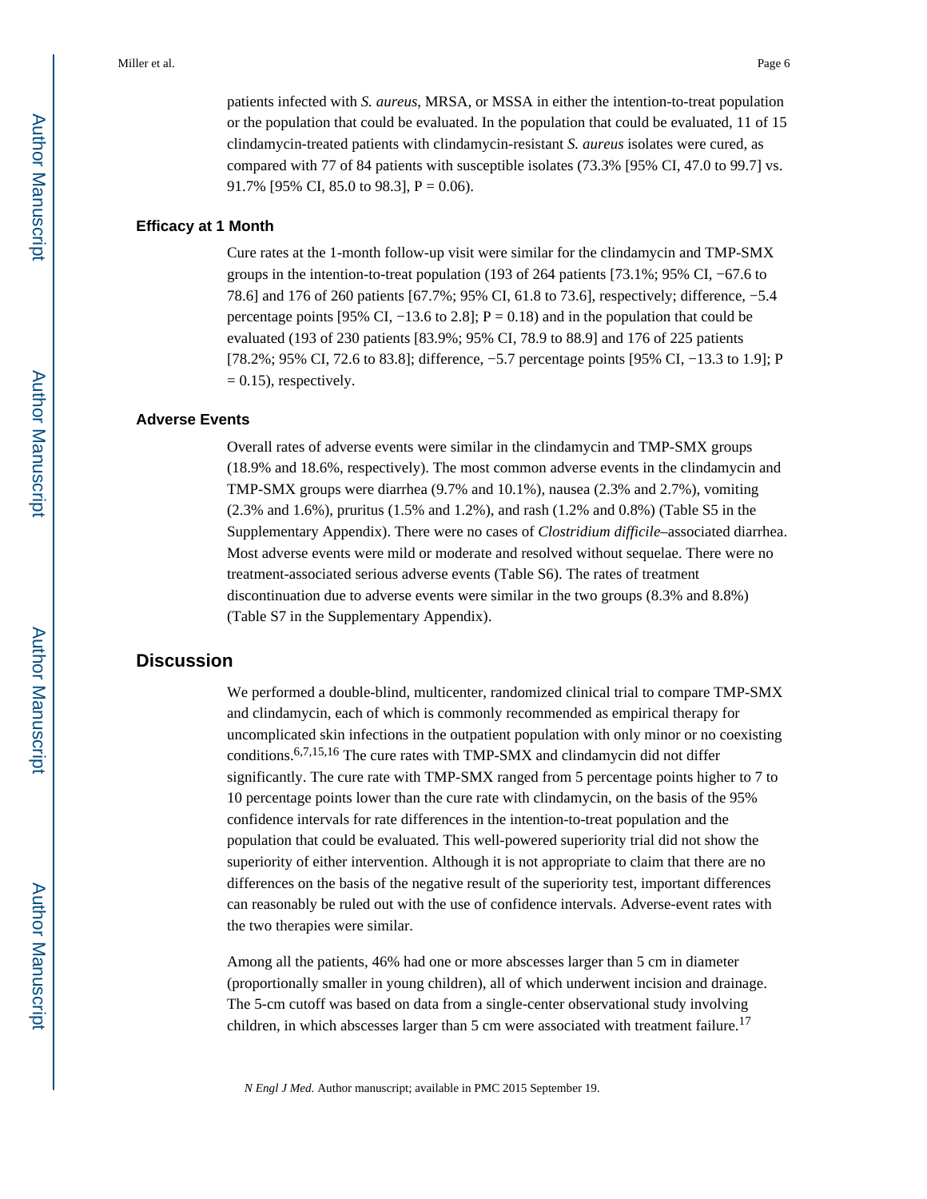patients infected with *S. aureus*, MRSA, or MSSA in either the intention-to-treat population or the population that could be evaluated. In the population that could be evaluated, 11 of 15 clindamycin-treated patients with clindamycin-resistant *S. aureus* isolates were cured, as compared with 77 of 84 patients with susceptible isolates (73.3% [95% CI, 47.0 to 99.7] vs. 91.7% [95% CI, 85.0 to 98.3], P = 0.06).

### Efficacy at 1 Month

Cure rates at the 1-month follow-up visit were similar for the clindamycin and TMP-SMX groups in the intention-to-treat population (193 of 264 patients [73.1%; 95% CI, −67.6 to 78.6] and 176 of 260 patients [67.7%; 95% CI, 61.8 to 73.6], respectively; difference, −5.4 percentage points [95% CI, −13.6 to 2.8]; P = 0.18) and in the population that could be evaluated (193 of 230 patients [83.9%; 95% CI, 78.9 to 88.9] and 176 of 225 patients [78.2%; 95% CI, 72.6 to 83.8]; difference, −5.7 percentage points [95% CI, −13.3 to 1.9]; P = 0.15), respectively.

### Adverse Events

Overall rates of adverse events were similar in the clindamycin and TMP-SMX groups (18.9% and 18.6%, respectively). The most common adverse events in the clindamycin and TMP-SMX groups were diarrhea (9.7% and 10.1%), nausea (2.3% and 2.7%), vomiting (2.3% and 1.6%), pruritus (1.5% and 1.2%), and rash (1.2% and 0.8%) (Table S5 in the Supplementary Appendix). There were no cases of *Clostridium difficile*–associated diarrhea. Most adverse events were mild or moderate and resolved without sequelae. There were no treatment-associated serious adverse events (Table S6). The rates of treatment discontinuation due to adverse events were similar in the two groups (8.3% and 8.8%) (Table S7 in the Supplementary Appendix).

## Discussion

We performed a double-blind, multicenter, randomized clinical trial to compare TMP-SMX and clindamycin, each of which is commonly recommended as empirical therapy for uncomplicated skin infections in the outpatient population with only minor or no coexisting conditions.[6,7,15,16] The cure rates with TMP-SMX and clindamycin did not differ significantly. The cure rate with TMP-SMX ranged from 5 percentage points higher to 7 to 10 percentage points lower than the cure rate with clindamycin, on the basis of the 95% confidence intervals for rate differences in the intention-to-treat population and the population that could be evaluated. This well-powered superiority trial did not show the superiority of either intervention. Although it is not appropriate to claim that there are no differences on the basis of the negative result of the superiority test, important differences can reasonably be ruled out with the use of confidence intervals. Adverse-event rates with the two therapies were similar.

Among all the patients, 46% had one or more abscesses larger than 5 cm in diameter (proportionally smaller in young children), all of which underwent incision and drainage. The 5-cm cutoff was based on data from a single-center observational study involving children, in which abscesses larger than 5 cm were associated with treatment failure.[17]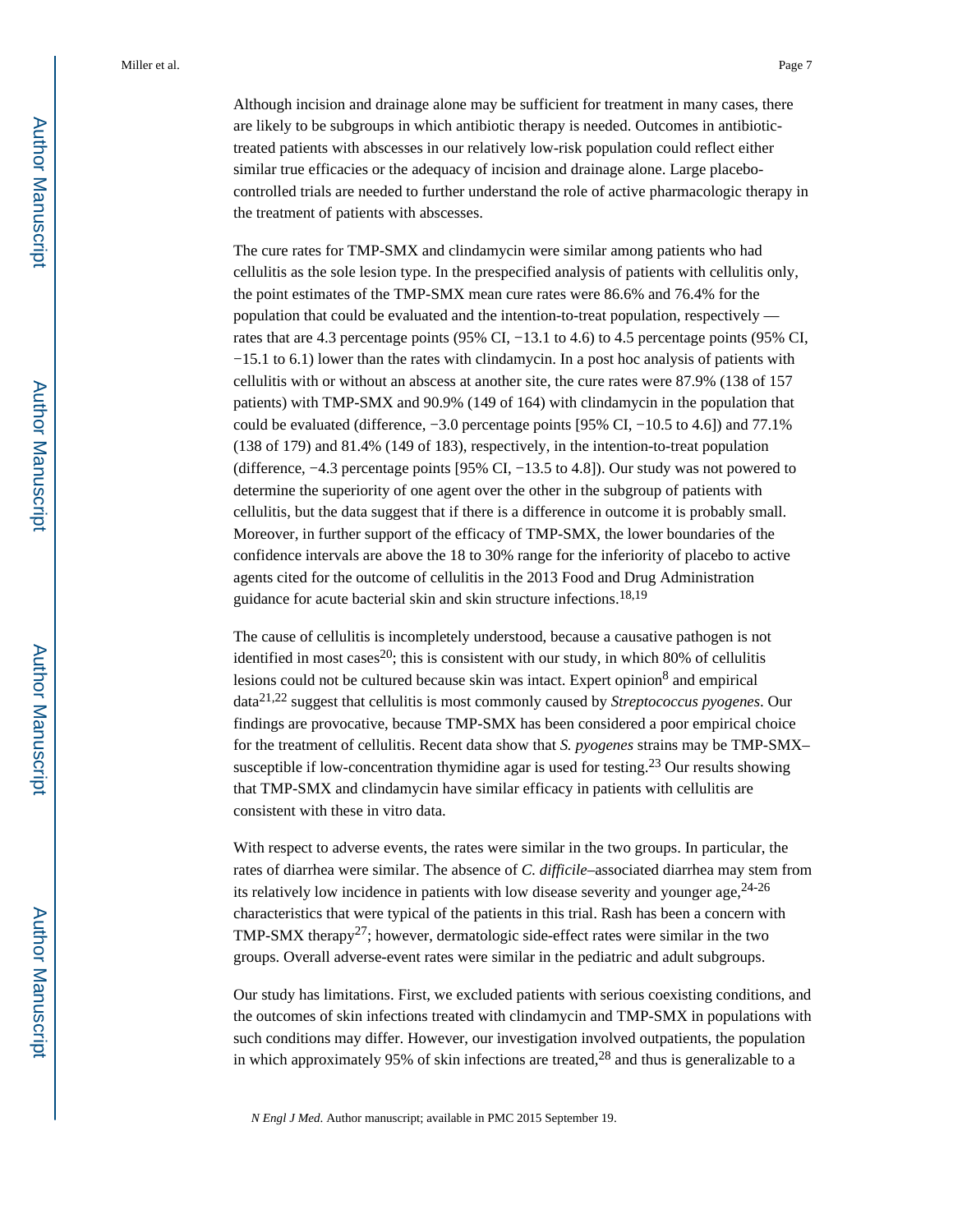Although incision and drainage alone may be sufficient for treatment in many cases, there are likely to be subgroups in which antibiotic therapy is needed. Outcomes in antibiotic-treated patients with abscesses in our relatively low-risk population could reflect either similar true efficacies or the adequacy of incision and drainage alone. Large placebo-controlled trials are needed to further understand the role of active pharmacologic therapy in the treatment of patients with abscesses.

The cure rates for TMP-SMX and clindamycin were similar among patients who had cellulitis as the sole lesion type. In the prespecified analysis of patients with cellulitis only, the point estimates of the TMP-SMX mean cure rates were 86.6% and 76.4% for the population that could be evaluated and the intention-to-treat population, respectively — rates that are 4.3 percentage points (95% CI, −13.1 to 4.6) to 4.5 percentage points (95% CI, −15.1 to 6.1) lower than the rates with clindamycin. In a post hoc analysis of patients with cellulitis with or without an abscess at another site, the cure rates were 87.9% (138 of 157 patients) with TMP-SMX and 90.9% (149 of 164) with clindamycin in the population that could be evaluated (difference, −3.0 percentage points [95% CI, −10.5 to 4.6]) and 77.1% (138 of 179) and 81.4% (149 of 183), respectively, in the intention-to-treat population (difference, −4.3 percentage points [95% CI, −13.5 to 4.8]). Our study was not powered to determine the superiority of one agent over the other in the subgroup of patients with cellulitis, but the data suggest that if there is a difference in outcome it is probably small. Moreover, in further support of the efficacy of TMP-SMX, the lower boundaries of the confidence intervals are above the 18 to 30% range for the inferiority of placebo to active agents cited for the outcome of cellulitis in the 2013 Food and Drug Administration guidance for acute bacterial skin and skin structure infections.[18,19]

The cause of cellulitis is incompletely understood, because a causative pathogen is not identified in most cases[20]; this is consistent with our study, in which 80% of cellulitis lesions could not be cultured because skin was intact. Expert opinion[8] and empirical data[21,22] suggest that cellulitis is most commonly caused by *Streptococcus pyogenes*. Our findings are provocative, because TMP-SMX has been considered a poor empirical choice for the treatment of cellulitis. Recent data show that *S. pyogenes* strains may be TMP-SMX–susceptible if low-concentration thymidine agar is used for testing.[23] Our results showing that TMP-SMX and clindamycin have similar efficacy in patients with cellulitis are consistent with these in vitro data.

With respect to adverse events, the rates were similar in the two groups. In particular, the rates of diarrhea were similar. The absence of *C. difficile*–associated diarrhea may stem from its relatively low incidence in patients with low disease severity and younger age,[24-26] characteristics that were typical of the patients in this trial. Rash has been a concern with TMP-SMX therapy[27]; however, dermatologic side-effect rates were similar in the two groups. Overall adverse-event rates were similar in the pediatric and adult subgroups.

Our study has limitations. First, we excluded patients with serious coexisting conditions, and the outcomes of skin infections treated with clindamycin and TMP-SMX in populations with such conditions may differ. However, our investigation involved outpatients, the population in which approximately 95% of skin infections are treated,[28] and thus is generalizable to a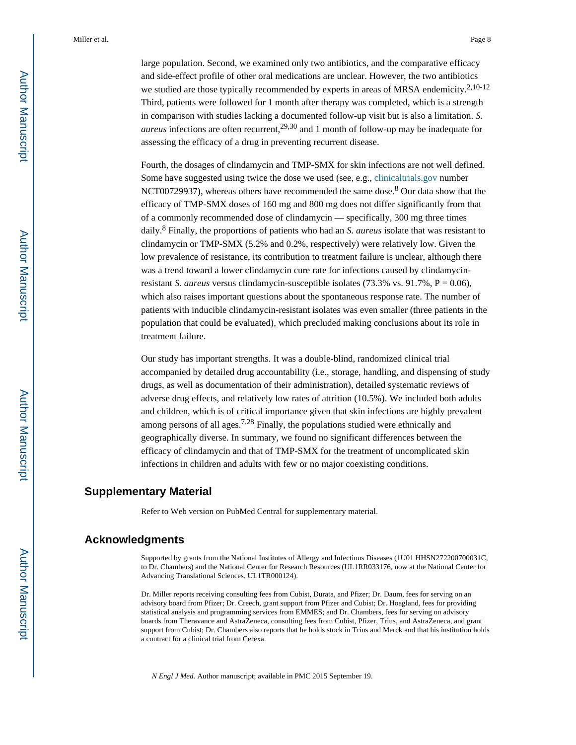large population. Second, we examined only two antibiotics, and the comparative efficacy and side-effect profile of other oral medications are unclear. However, the two antibiotics we studied are those typically recommended by experts in areas of MRSA endemicity.[2,10-12] Third, patients were followed for 1 month after therapy was completed, which is a strength in comparison with studies lacking a documented follow-up visit but is also a limitation. *S. aureus* infections are often recurrent,[29,30] and 1 month of follow-up may be inadequate for assessing the efficacy of a drug in preventing recurrent disease.

Fourth, the dosages of clindamycin and TMP-SMX for skin infections are not well defined. Some have suggested using twice the dose we used (see, e.g., clinicaltrials.gov number NCT00729937), whereas others have recommended the same dose.[8] Our data show that the efficacy of TMP-SMX doses of 160 mg and 800 mg does not differ significantly from that of a commonly recommended dose of clindamycin — specifically, 300 mg three times daily.[8] Finally, the proportions of patients who had an *S. aureus* isolate that was resistant to clindamycin or TMP-SMX (5.2% and 0.2%, respectively) were relatively low. Given the low prevalence of resistance, its contribution to treatment failure is unclear, although there was a trend toward a lower clindamycin cure rate for infections caused by clindamycin-resistant *S. aureus* versus clindamycin-susceptible isolates (73.3% vs. 91.7%, $P = 0.06$), which also raises important questions about the spontaneous response rate. The number of patients with inducible clindamycin-resistant isolates was even smaller (three patients in the population that could be evaluated), which precluded making conclusions about its role in treatment failure.

Our study has important strengths. It was a double-blind, randomized clinical trial accompanied by detailed drug accountability (i.e., storage, handling, and dispensing of study drugs, as well as documentation of their administration), detailed systematic reviews of adverse drug effects, and relatively low rates of attrition (10.5%). We included both adults and children, which is of critical importance given that skin infections are highly prevalent among persons of all ages.[7,28] Finally, the populations studied were ethnically and geographically diverse. In summary, we found no significant differences between the efficacy of clindamycin and that of TMP-SMX for the treatment of uncomplicated skin infections in children and adults with few or no major coexisting conditions.

## Supplementary Material

Refer to Web version on PubMed Central for supplementary material.

## Acknowledgments

Supported by grants from the National Institutes of Allergy and Infectious Diseases (1U01 HHSN272200700031C, to Dr. Chambers) and the National Center for Research Resources (UL1RR033176, now at the National Center for Advancing Translational Sciences, UL1TR000124).

Dr. Miller reports receiving consulting fees from Cubist, Durata, and Pfizer; Dr. Daum, fees for serving on an advisory board from Pfizer; Dr. Creech, grant support from Pfizer and Cubist; Dr. Hoagland, fees for providing statistical analysis and programming services from EMMES; and Dr. Chambers, fees for serving on advisory boards from Theravance and AstraZeneca, consulting fees from Cubist, Pfizer, Trius, and AstraZeneca, and grant support from Cubist; Dr. Chambers also reports that he holds stock in Trius and Merck and that his institution holds a contract for a clinical trial from Cerexa.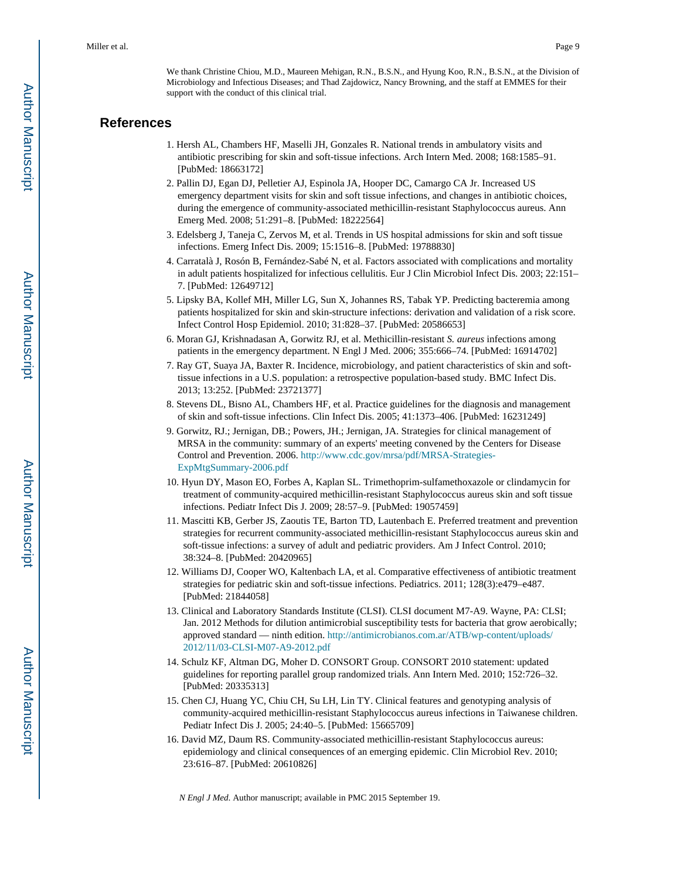We thank Christine Chiou, M.D., Maureen Mehigan, R.N., B.S.N., and Hyung Koo, R.N., B.S.N., at the Division of Microbiology and Infectious Diseases; and Thad Zajdowicz, Nancy Browning, and the staff at EMMES for their support with the conduct of this clinical trial.

## References

1. Hersh AL, Chambers HF, Maselli JH, Gonzales R. National trends in ambulatory visits and antibiotic prescribing for skin and soft-tissue infections. Arch Intern Med. 2008; 168:1585–91. [PubMed: 18663172]
2. Pallin DJ, Egan DJ, Pelletier AJ, Espinola JA, Hooper DC, Camargo CA Jr. Increased US emergency department visits for skin and soft tissue infections, and changes in antibiotic choices, during the emergence of community-associated methicillin-resistant Staphylococcus aureus. Ann Emerg Med. 2008; 51:291–8. [PubMed: 18222564]
3. Edelsberg J, Taneja C, Zervos M, et al. Trends in US hospital admissions for skin and soft tissue infections. Emerg Infect Dis. 2009; 15:1516–8. [PubMed: 19788830]
4. Carratalà J, Rosón B, Fernández-Sabé N, et al. Factors associated with complications and mortality in adult patients hospitalized for infectious cellulitis. Eur J Clin Microbiol Infect Dis. 2003; 22:151–7. [PubMed: 12649712]
5. Lipsky BA, Kollef MH, Miller LG, Sun X, Johannes RS, Tabak YP. Predicting bacteremia among patients hospitalized for skin and skin-structure infections: derivation and validation of a risk score. Infect Control Hosp Epidemiol. 2010; 31:828–37. [PubMed: 20586653]
6. Moran GJ, Krishnadasan A, Gorwitz RJ, et al. Methicillin-resistant *S. aureus* infections among patients in the emergency department. N Engl J Med. 2006; 355:666–74. [PubMed: 16914702]
7. Ray GT, Suaya JA, Baxter R. Incidence, microbiology, and patient characteristics of skin and soft-tissue infections in a U.S. population: a retrospective population-based study. BMC Infect Dis. 2013; 13:252. [PubMed: 23721377]
8. Stevens DL, Bisno AL, Chambers HF, et al. Practice guidelines for the diagnosis and management of skin and soft-tissue infections. Clin Infect Dis. 2005; 41:1373–406. [PubMed: 16231249]
9. Gorwitz, RJ.; Jernigan, DB.; Powers, JH.; Jernigan, JA. Strategies for clinical management of MRSA in the community: summary of an experts' meeting convened by the Centers for Disease Control and Prevention. 2006. http://www.cdc.gov/mrsa/pdf/MRSA-Strategies-ExpMtgSummary-2006.pdf
10. Hyun DY, Mason EO, Forbes A, Kaplan SL. Trimethoprim-sulfamethoxazole or clindamycin for treatment of community-acquired methicillin-resistant Staphylococcus aureus skin and soft tissue infections. Pediatr Infect Dis J. 2009; 28:57–9. [PubMed: 19057459]
11. Mascitti KB, Gerber JS, Zaoutis TE, Barton TD, Lautenbach E. Preferred treatment and prevention strategies for recurrent community-associated methicillin-resistant Staphylococcus aureus skin and soft-tissue infections: a survey of adult and pediatric providers. Am J Infect Control. 2010; 38:324–8. [PubMed: 20420965]
12. Williams DJ, Cooper WO, Kaltenbach LA, et al. Comparative effectiveness of antibiotic treatment strategies for pediatric skin and soft-tissue infections. Pediatrics. 2011; 128(3):e479–e487. [PubMed: 21844058]
13. Clinical and Laboratory Standards Institute (CLSI). CLSI document M7-A9. Wayne, PA: CLSI; Jan. 2012 Methods for dilution antimicrobial susceptibility tests for bacteria that grow aerobically; approved standard — ninth edition. http://antimicrobianos.com.ar/ATB/wp-content/uploads/2012/11/03-CLSI-M07-A9-2012.pdf
14. Schulz KF, Altman DG, Moher D. CONSORT Group. CONSORT 2010 statement: updated guidelines for reporting parallel group randomized trials. Ann Intern Med. 2010; 152:726–32. [PubMed: 20335313]
15. Chen CJ, Huang YC, Chiu CH, Su LH, Lin TY. Clinical features and genotyping analysis of community-acquired methicillin-resistant Staphylococcus aureus infections in Taiwanese children. Pediatr Infect Dis J. 2005; 24:40–5. [PubMed: 15665709]
16. David MZ, Daum RS. Community-associated methicillin-resistant Staphylococcus aureus: epidemiology and clinical consequences of an emerging epidemic. Clin Microbiol Rev. 2010; 23:616–87. [PubMed: 20610826]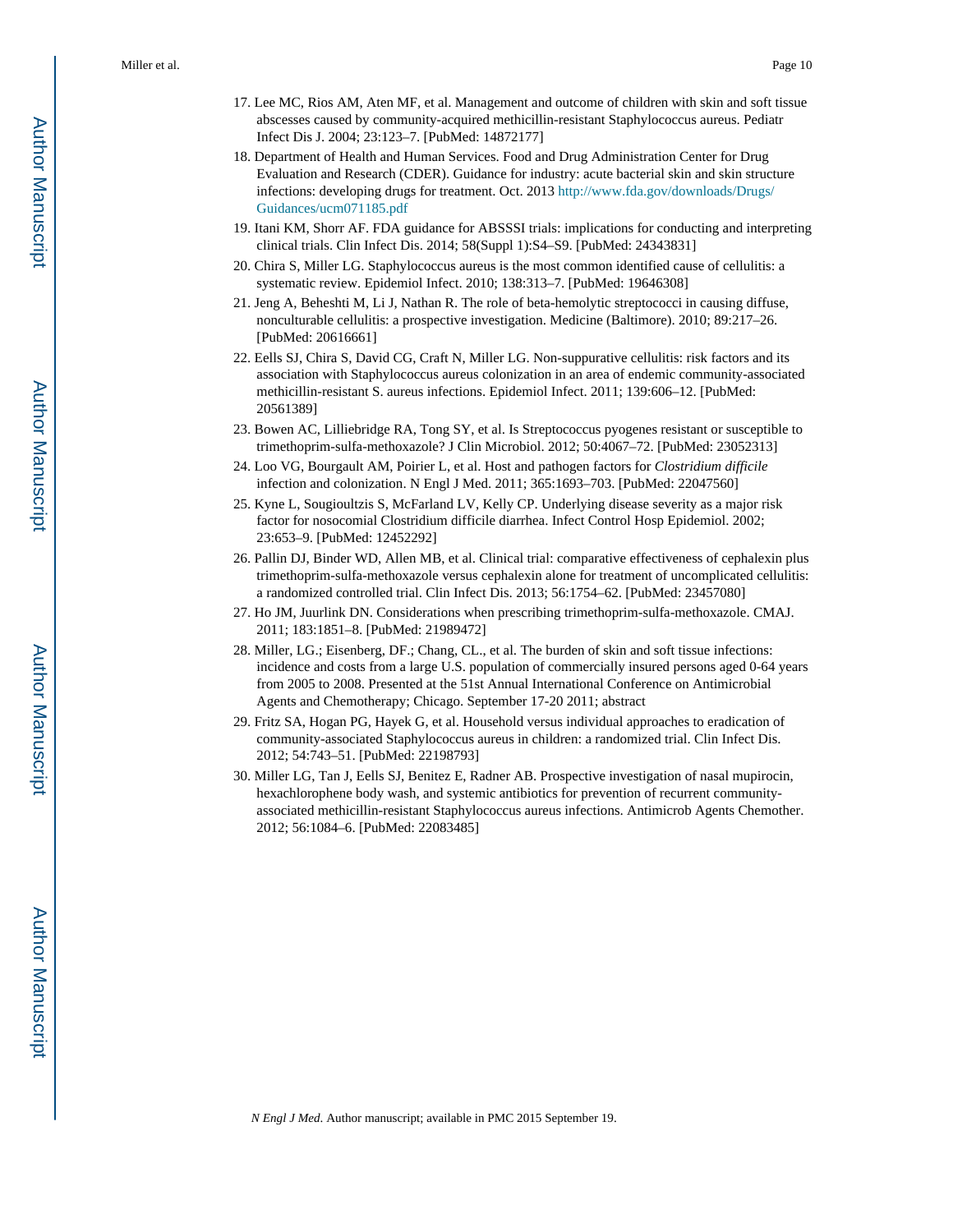17. Lee MC, Rios AM, Aten MF, et al. Management and outcome of children with skin and soft tissue abscesses caused by community-acquired methicillin-resistant Staphylococcus aureus. Pediatr Infect Dis J. 2004; 23:123–7. [PubMed: 14872177]
18. Department of Health and Human Services. Food and Drug Administration Center for Drug Evaluation and Research (CDER). Guidance for industry: acute bacterial skin and skin structure infections: developing drugs for treatment. Oct. 2013 http://www.fda.gov/downloads/Drugs/Guidances/ucm071185.pdf
19. Itani KM, Shorr AF. FDA guidance for ABSSSI trials: implications for conducting and interpreting clinical trials. Clin Infect Dis. 2014; 58(Suppl 1):S4–S9. [PubMed: 24343831]
20. Chira S, Miller LG. Staphylococcus aureus is the most common identified cause of cellulitis: a systematic review. Epidemiol Infect. 2010; 138:313–7. [PubMed: 19646308]
21. Jeng A, Beheshti M, Li J, Nathan R. The role of beta-hemolytic streptococci in causing diffuse, nonculturable cellulitis: a prospective investigation. Medicine (Baltimore). 2010; 89:217–26. [PubMed: 20616661]
22. Eells SJ, Chira S, David CG, Craft N, Miller LG. Non-suppurative cellulitis: risk factors and its association with Staphylococcus aureus colonization in an area of endemic community-associated methicillin-resistant S. aureus infections. Epidemiol Infect. 2011; 139:606–12. [PubMed: 20561389]
23. Bowen AC, Lilliebridge RA, Tong SY, et al. Is Streptococcus pyogenes resistant or susceptible to trimethoprim-sulfa-methoxazole? J Clin Microbiol. 2012; 50:4067–72. [PubMed: 23052313]
24. Loo VG, Bourgault AM, Poirier L, et al. Host and pathogen factors for *Clostridium difficile* infection and colonization. N Engl J Med. 2011; 365:1693–703. [PubMed: 22047560]
25. Kyne L, Sougioultzis S, McFarland LV, Kelly CP. Underlying disease severity as a major risk factor for nosocomial Clostridium difficile diarrhea. Infect Control Hosp Epidemiol. 2002; 23:653–9. [PubMed: 12452292]
26. Pallin DJ, Binder WD, Allen MB, et al. Clinical trial: comparative effectiveness of cephalexin plus trimethoprim-sulfa-methoxazole versus cephalexin alone for treatment of uncomplicated cellulitis: a randomized controlled trial. Clin Infect Dis. 2013; 56:1754–62. [PubMed: 23457080]
27. Ho JM, Juurlink DN. Considerations when prescribing trimethoprim-sulfa-methoxazole. CMAJ. 2011; 183:1851–8. [PubMed: 21989472]
28. Miller, LG.; Eisenberg, DF.; Chang, CL., et al. The burden of skin and soft tissue infections: incidence and costs from a large U.S. population of commercially insured persons aged 0-64 years from 2005 to 2008. Presented at the 51st Annual International Conference on Antimicrobial Agents and Chemotherapy; Chicago. September 17-20 2011; abstract
29. Fritz SA, Hogan PG, Hayek G, et al. Household versus individual approaches to eradication of community-associated Staphylococcus aureus in children: a randomized trial. Clin Infect Dis. 2012; 54:743–51. [PubMed: 22198793]
30. Miller LG, Tan J, Eells SJ, Benitez E, Radner AB. Prospective investigation of nasal mupirocin, hexachlorophene body wash, and systemic antibiotics for prevention of recurrent community-associated methicillin-resistant Staphylococcus aureus infections. Antimicrob Agents Chemother. 2012; 56:1084–6. [PubMed: 22083485]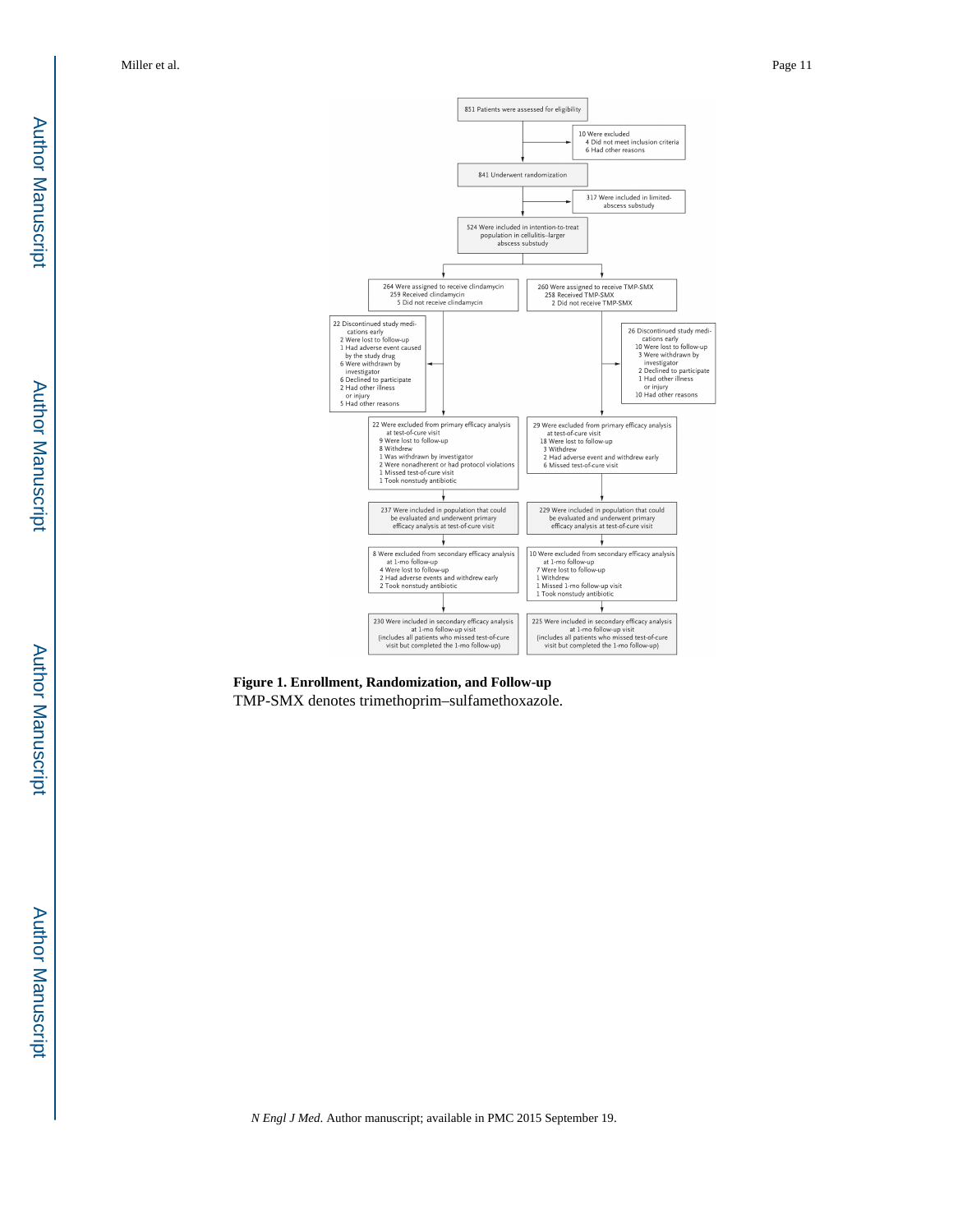851 Patients were assessed for eligibility

10 Were excluded
- 4 Did not meet inclusion criteria
- 6 Had other reasons

841 Underwent randomization

317 Were included in limited-abscess substudy

524 Were included in intention-to-treat population in cellulitis–larger abscess substudy

| Clindamycin | TMP-SMX |
|---|---|
| 264 Were assigned to receive clindamycin<br>259 Received clindamycin<br>5 Did not receive clindamycin | 260 Were assigned to receive TMP-SMX<br>258 Received TMP-SMX<br>2 Did not receive TMP-SMX |
| 22 Discontinued study medications early<br>2 Were lost to follow-up<br>1 Had adverse event caused by the study drug<br>6 Were withdrawn by investigator<br>6 Declined to participate<br>2 Had other illness or injury<br>5 Had other reasons | 26 Discontinued study medications early<br>10 Were lost to follow-up<br>3 Were withdrawn by investigator<br>2 Declined to participate<br>1 Had other illness or injury<br>10 Had other reasons |
| 22 Were excluded from primary efficacy analysis at test-of-cure visit<br>9 Were lost to follow-up<br>8 Withdrew<br>1 Was withdrawn by investigator<br>2 Were nonadherent or had protocol violations<br>1 Missed test-of-cure visit<br>1 Took nonstudy antibiotic | 29 Were excluded from primary efficacy analysis at test-of-cure visit<br>18 Were lost to follow-up<br>3 Withdrew<br>2 Had adverse event and withdrew early<br>6 Missed test-of-cure visit |
| 237 Were included in population that could be evaluated and underwent primary efficacy analysis at test-of-cure visit | 229 Were included in population that could be evaluated and underwent primary efficacy analysis at test-of-cure visit |
| 8 Were excluded from secondary efficacy analysis at 1-mo follow-up<br>4 Were lost to follow-up<br>2 Had adverse events and withdrew early<br>2 Took nonstudy antibiotic | 10 Were excluded from secondary efficacy analysis at 1-mo follow-up<br>7 Were lost to follow-up<br>1 Withdrew<br>1 Missed 1-mo follow-up visit<br>1 Took nonstudy antibiotic |
| 230 Were included in secondary efficacy analysis at 1-mo follow-up visit (includes all patients who missed test-of-cure visit but completed the 1-mo follow-up) | 225 Were included in secondary efficacy analysis at 1-mo follow-up visit (includes all patients who missed test-of-cure visit but completed the 1-mo follow-up) |

**Figure 1. Enrollment, Randomization, and Follow-up**

TMP-SMX denotes trimethoprim–sulfamethoxazole.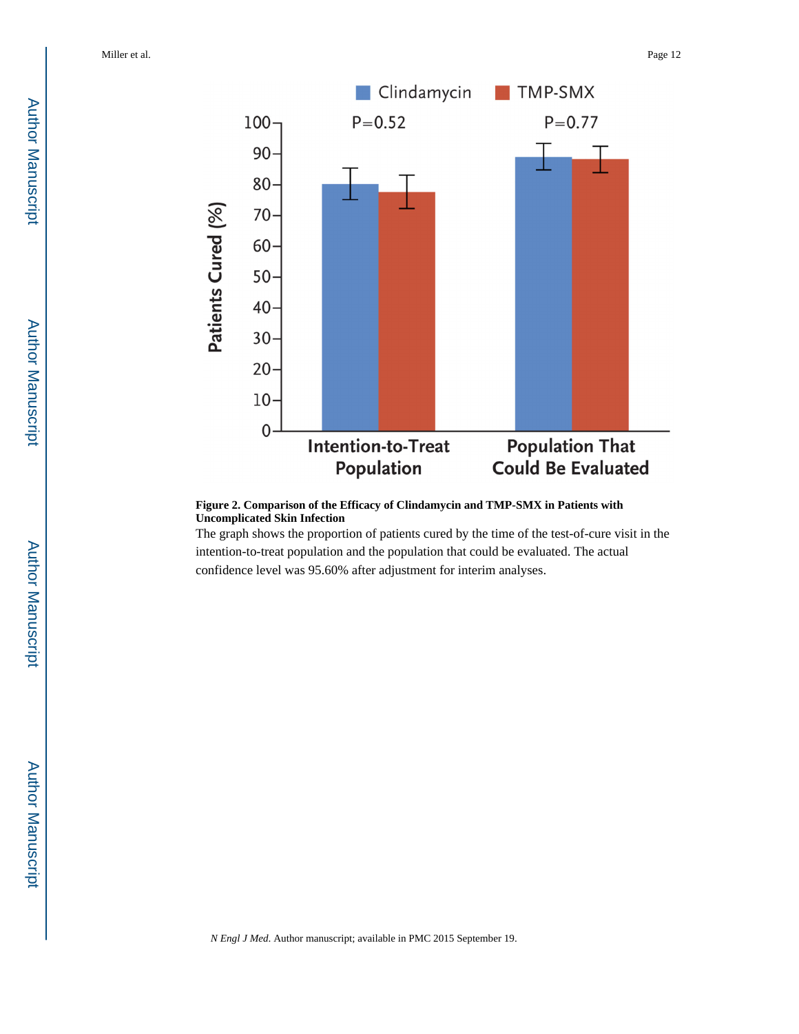**Figure 2. Comparison of the Efficacy of Clindamycin and TMP-SMX in Patients with Uncomplicated Skin Infection**

The graph shows the proportion of patients cured by the time of the test-of-cure visit in the intention-to-treat population and the population that could be evaluated. The actual confidence level was 95.60% after adjustment for interim analyses.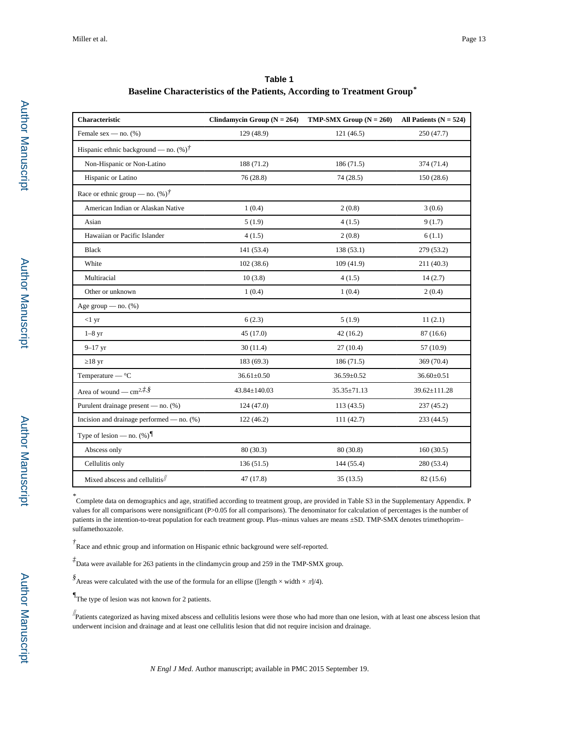**Table 1**

**Baseline Characteristics of the Patients, According to Treatment Group[*]**

| Characteristic | Clindamycin Group (N = 264) | TMP-SMX Group (N = 260) | All Patients (N = 524) |
|---|---|---|---|
| Female sex — no. (%) | 129 (48.9) | 121 (46.5) | 250 (47.7) |
| Hispanic ethnic background — no. (%)[†] | | | |
| Non-Hispanic or Non-Latino | 188 (71.2) | 186 (71.5) | 374 (71.4) |
| Hispanic or Latino | 76 (28.8) | 74 (28.5) | 150 (28.6) |
| Race or ethnic group — no. (%)[†] | | | |
| American Indian or Alaskan Native | 1 (0.4) | 2 (0.8) | 3 (0.6) |
| Asian | 5 (1.9) | 4 (1.5) | 9 (1.7) |
| Hawaiian or Pacific Islander | 4 (1.5) | 2 (0.8) | 6 (1.1) |
| Black | 141 (53.4) | 138 (53.1) | 279 (53.2) |
| White | 102 (38.6) | 109 (41.9) | 211 (40.3) |
| Multiracial | 10 (3.8) | 4 (1.5) | 14 (2.7) |
| Other or unknown | 1 (0.4) | 1 (0.4) | 2 (0.4) |
| Age group — no. (%) | | | |
| <1 yr | 6 (2.3) | 5 (1.9) | 11 (2.1) |
| 1–8 yr | 45 (17.0) | 42 (16.2) | 87 (16.6) |
| 9–17 yr | 30 (11.4) | 27 (10.4) | 57 (10.9) |
| ≥18 yr | 183 (69.3) | 186 (71.5) | 369 (70.4) |
| Temperature — °C | 36.61±0.50 | 36.59±0.52 | 36.60±0.51 |
| Area of wound — $cm^2$[‡,§] | 43.84±140.03 | 35.35±71.13 | 39.62±111.28 |
| Purulent drainage present — no. (%) | 124 (47.0) | 113 (43.5) | 237 (45.2) |
| Incision and drainage performed — no. (%) | 122 (46.2) | 111 (42.7) | 233 (44.5) |
| Type of lesion — no. (%)[¶] | | | |
| Abscess only | 80 (30.3) | 80 (30.8) | 160 (30.5) |
| Cellulitis only | 136 (51.5) | 144 (55.4) | 280 (53.4) |
| Mixed abscess and cellulitis[//] | 47 (17.8) | 35 (13.5) | 82 (15.6) |

[*] Complete data on demographics and age, stratified according to treatment group, are provided in Table S3 in the Supplementary Appendix. P values for all comparisons were nonsignificant (P>0.05 for all comparisons). The denominator for calculation of percentages is the number of patients in the intention-to-treat population for each treatment group. Plus–minus values are means ±SD. TMP-SMX denotes trimethoprim–sulfamethoxazole.

[†] Race and ethnic group and information on Hispanic ethnic background were self-reported.

[‡] Data were available for 263 patients in the clindamycin group and 259 in the TMP-SMX group.

[§] Areas were calculated with the use of the formula for an ellipse ([length × width × $\pi$]/4).

[¶] The type of lesion was not known for 2 patients.

[//] Patients categorized as having mixed abscess and cellulitis lesions were those who had more than one lesion, with at least one abscess lesion that underwent incision and drainage and at least one cellulitis lesion that did not require incision and drainage.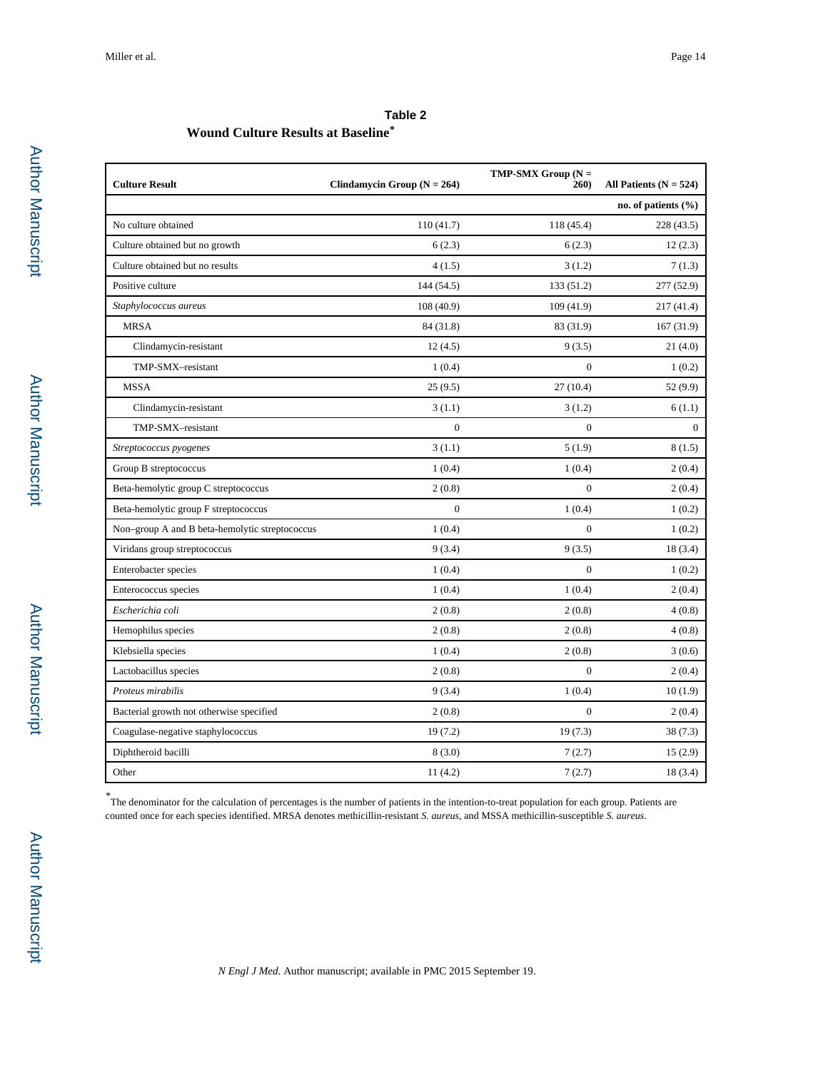## Table 2

### Wound Culture Results at Baseline*

| Culture Result | Clindamycin Group (N = 264) | TMP-SMX Group (N = 260) | All Patients (N = 524) |
|---|---|---|---|
| | | | no. of patients (%) |
| No culture obtained | 110 (41.7) | 118 (45.4) | 228 (43.5) |
| Culture obtained but no growth | 6 (2.3) | 6 (2.3) | 12 (2.3) |
| Culture obtained but no results | 4 (1.5) | 3 (1.2) | 7 (1.3) |
| Positive culture | 144 (54.5) | 133 (51.2) | 277 (52.9) |
| *Staphylococcus aureus* | 108 (40.9) | 109 (41.9) | 217 (41.4) |
| MRSA | 84 (31.8) | 83 (31.9) | 167 (31.9) |
| Clindamycin-resistant | 12 (4.5) | 9 (3.5) | 21 (4.0) |
| TMP-SMX–resistant | 1 (0.4) | 0 | 1 (0.2) |
| MSSA | 25 (9.5) | 27 (10.4) | 52 (9.9) |
| Clindamycin-resistant | 3 (1.1) | 3 (1.2) | 6 (1.1) |
| TMP-SMX–resistant | 0 | 0 | 0 |
| *Streptococcus pyogenes* | 3 (1.1) | 5 (1.9) | 8 (1.5) |
| Group B streptococcus | 1 (0.4) | 1 (0.4) | 2 (0.4) |
| Beta-hemolytic group C streptococcus | 2 (0.8) | 0 | 2 (0.4) |
| Beta-hemolytic group F streptococcus | 0 | 1 (0.4) | 1 (0.2) |
| Non–group A and B beta-hemolytic streptococcus | 1 (0.4) | 0 | 1 (0.2) |
| Viridans group streptococcus | 9 (3.4) | 9 (3.5) | 18 (3.4) |
| Enterobacter species | 1 (0.4) | 0 | 1 (0.2) |
| Enterococcus species | 1 (0.4) | 1 (0.4) | 2 (0.4) |
| *Escherichia coli* | 2 (0.8) | 2 (0.8) | 4 (0.8) |
| Hemophilus species | 2 (0.8) | 2 (0.8) | 4 (0.8) |
| Klebsiella species | 1 (0.4) | 2 (0.8) | 3 (0.6) |
| Lactobacillus species | 2 (0.8) | 0 | 2 (0.4) |
| *Proteus mirabilis* | 9 (3.4) | 1 (0.4) | 10 (1.9) |
| Bacterial growth not otherwise specified | 2 (0.8) | 0 | 2 (0.4) |
| Coagulase-negative staphylococcus | 19 (7.2) | 19 (7.3) | 38 (7.3) |
| Diphtheroid bacilli | 8 (3.0) | 7 (2.7) | 15 (2.9) |
| Other | 11 (4.2) | 7 (2.7) | 18 (3.4) |

*The denominator for the calculation of percentages is the number of patients in the intention-to-treat population for each group. Patients are counted once for each species identified. MRSA denotes methicillin-resistant *S. aureus*, and MSSA methicillin-susceptible *S. aureus*.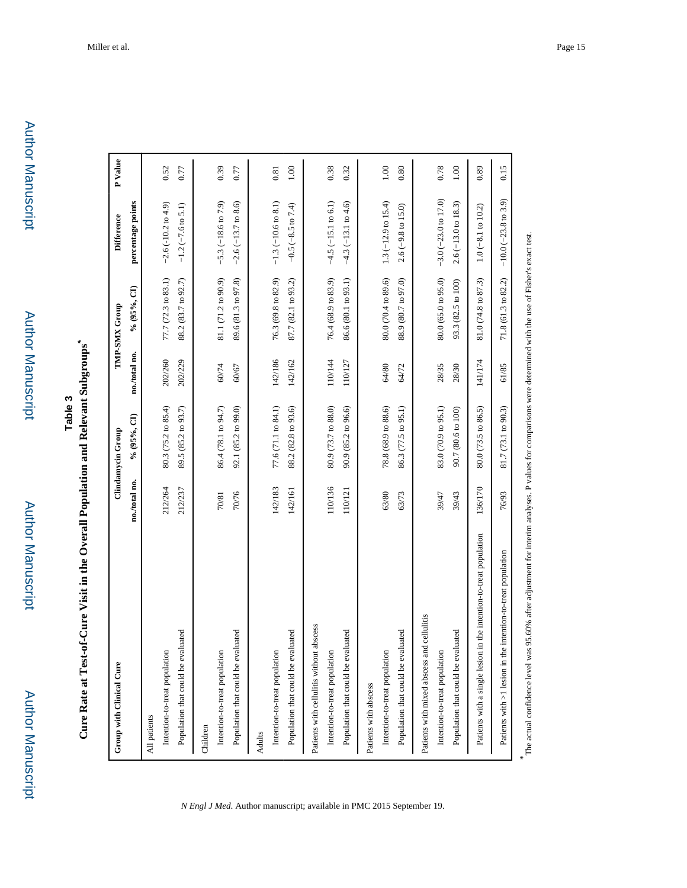## Table 3

## Cure Rate at Test-of-Cure Visit in the Overall Population and Relevant Subgroups*

| Group with Clinical Cure | Clindamycin Group | | TMP-SMX Group | | Difference | P Value |
|---|---|---|---|---|---|---|
| | no./total no. | % (95%, CI) | no./total no. | % (95%, CI) | percentage points | |
| All patients | | | | | | |
| Intention-to-treat population | 212/264 | 80.3 (75.2 to 85.4) | 202/260 | 77.7 (72.3 to 83.1) | −2.6 (−10.2 to 4.9) | 0.52 |
| Population that could be evaluated | 212/237 | 89.5 (85.2 to 93.7) | 202/229 | 88.2 (83.7 to 92.7) | −1.2 (−7.6 to 5.1) | 0.77 |
| Children | | | | | | |
| Intention-to-treat population | 70/81 | 86.4 (78.1 to 94.7) | 60/74 | 81.1 (71.2 to 90.9) | −5.3 (−18.6 to 7.9) | 0.39 |
| Population that could be evaluated | 70/76 | 92.1 (85.2 to 99.0) | 60/67 | 89.6 (81.3 to 97.8) | −2.6 (−13.7 to 8.6) | 0.77 |
| Adults | | | | | | |
| Intention-to-treat population | 142/183 | 77.6 (71.1 to 84.1) | 142/186 | 76.3 (69.8 to 82.9) | −1.3 (−10.6 to 8.1) | 0.81 |
| Population that could be evaluated | 142/161 | 88.2 (82.8 to 93.6) | 142/162 | 87.7 (82.1 to 93.2) | −0.5 (−8.5 to 7.4) | 1.00 |
| Patients with cellulitis without abscess | | | | | | |
| Intention-to-treat population | 110/136 | 80.9 (73.7 to 88.0) | 110/144 | 76.4 (68.9 to 83.9) | −4.5 (−15.1 to 6.1) | 0.38 |
| Population that could be evaluated | 110/121 | 90.9 (85.2 to 96.6) | 110/127 | 86.6 (80.1 to 93.1) | −4.3 (−13.1 to 4.6) | 0.32 |
| Patients with abscess | | | | | | |
| Intention-to-treat population | 63/80 | 78.8 (68.9 to 88.6) | 64/80 | 80.0 (70.4 to 89.6) | 1.3 (−12.9 to 15.4) | 1.00 |
| Population that could be evaluated | 63/73 | 86.3 (77.5 to 95.1) | 64/72 | 88.9 (80.7 to 97.0) | 2.6 (−9.8 to 15.0) | 0.80 |
| Patients with mixed abscess and cellulitis | | | | | | |
| Intention-to-treat population | 39/47 | 83.0 (70.9 to 95.1) | 28/35 | 80.0 (65.0 to 95.0) | −3.0 (−23.0 to 17.0) | 0.78 |
| Population that could be evaluated | 39/43 | 90.7 (80.6 to 100) | 28/30 | 93.3 (82.5 to 100) | 2.6 (−13.0 to 18.3) | 1.00 |
| Patients with a single lesion in the intention-to-treat population | 136/170 | 80.0 (73.5 to 86.5) | 141/174 | 81.0 (74.8 to 87.3) | 1.0 (−8.1 to 10.2) | 0.89 |
| Patients with >1 lesion in the intention-to-treat population | 76/93 | 81.7 (73.1 to 90.3) | 61/85 | 71.8 (61.3 to 82.2) | −10.0 (−23.8 to 3.9) | 0.15 |

*The actual confidence level was 95.60% after adjustment for interim analyses. P values for comparisons were determined with the use of Fisher's exact test.